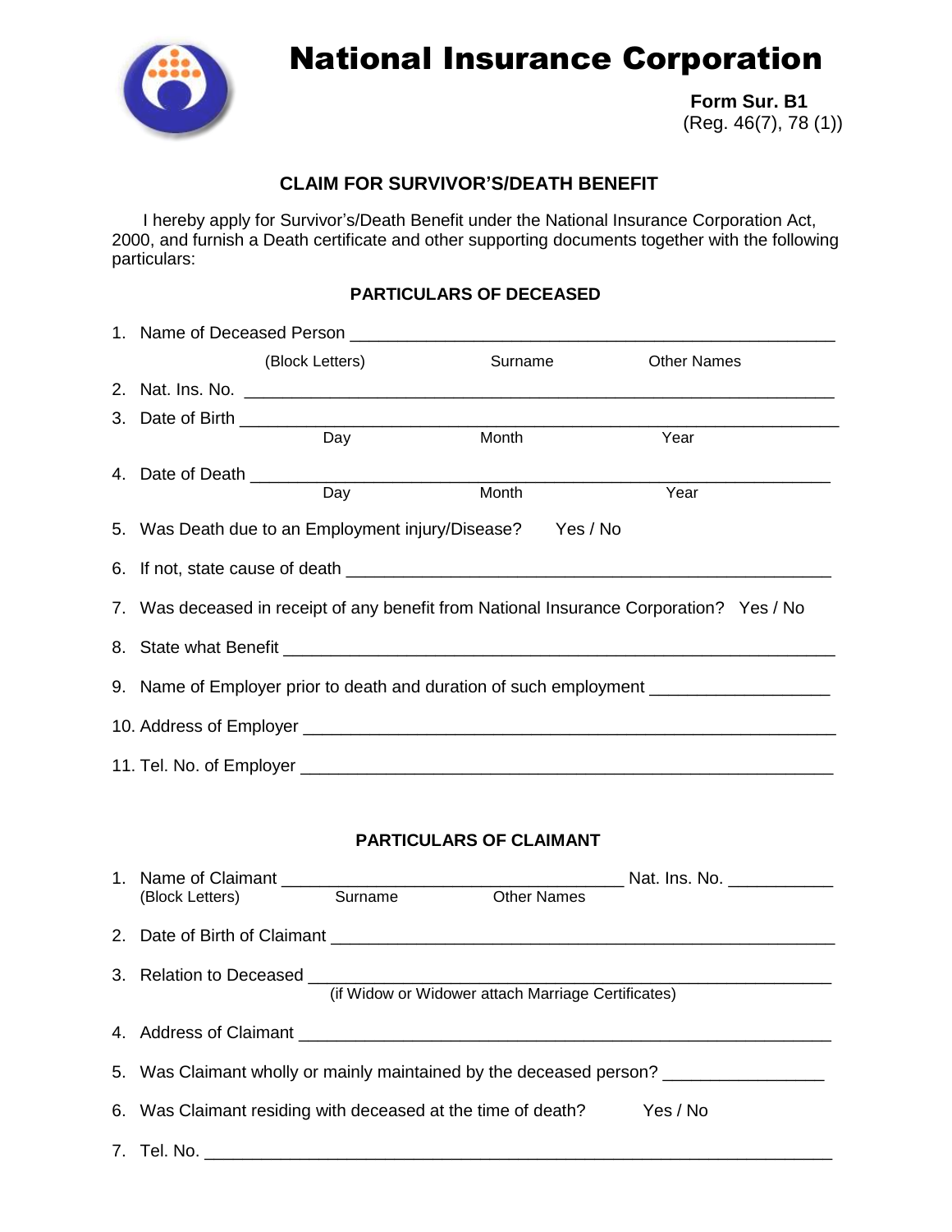# National Insurance Corporation

**Form Sur. B1**
(Reg. 46(7), 78 (1))

## CLAIM FOR SURVIVOR'S/DEATH BENEFIT

I hereby apply for Survivor's/Death Benefit under the National Insurance Corporation Act, 2000, and furnish a Death certificate and other supporting documents together with the following particulars:

### PARTICULARS OF DECEASED

1. Name of Deceased Person ____________________________________________
   (Block Letters) Surname Other Names
2. Nat. Ins. No. ____________________________________________
3. Date of Birth ____________________________________________
   Day Month Year
4. Date of Death ____________________________________________
   Day Month Year
5. Was Death due to an Employment injury/Disease? Yes / No
6. If not, state cause of death ____________________________________________
7. Was deceased in receipt of any benefit from National Insurance Corporation? Yes / No
8. State what Benefit ____________________________________________
9. Name of Employer prior to death and duration of such employment __________________
10. Address of Employer ____________________________________________
11. Tel. No. of Employer ____________________________________________

### PARTICULARS OF CLAIMANT

1. Name of Claimant ________________________________ Nat. Ins. No. ___________
   (Block Letters) Surname Other Names
2. Date of Birth of Claimant ____________________________________________
3. Relation to Deceased ____________________________________________
   (if Widow or Widower attach Marriage Certificates)
4. Address of Claimant ____________________________________________
5. Was Claimant wholly or mainly maintained by the deceased person? _________________
6. Was Claimant residing with deceased at the time of death? Yes / No
7. Tel. No. ____________________________________________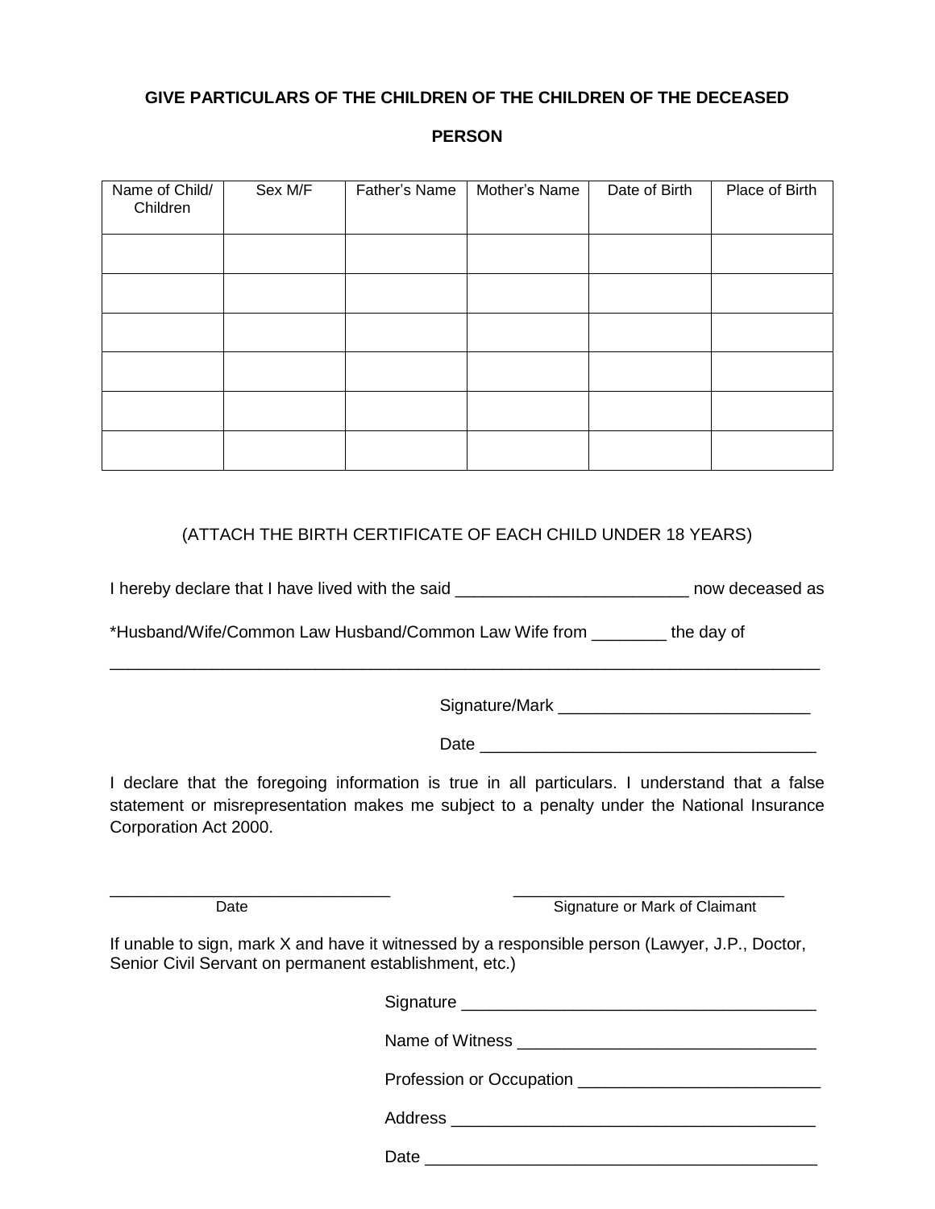**GIVE PARTICULARS OF THE CHILDREN OF THE CHILDREN OF THE DECEASED PERSON**

| Name of Child/ Children | Sex M/F | Father's Name | Mother's Name | Date of Birth | Place of Birth |
|---|---|---|---|---|---|
| | | | | | |
| | | | | | |
| | | | | | |
| | | | | | |
| | | | | | |
| | | | | | |

(ATTACH THE BIRTH CERTIFICATE OF EACH CHILD UNDER 18 YEARS)

I hereby declare that I have lived with the said _________________________ now deceased as

*Husband/Wife/Common Law Husband/Common Law Wife from ________ the day of

_______________________________________________________________________________

Signature/Mark ___________________________

Date ____________________________________

I declare that the foregoing information is true in all particulars. I understand that a false statement or misrepresentation makes me subject to a penalty under the National Insurance Corporation Act 2000.

______________________________ Date

______________________________ Signature or Mark of Claimant

If unable to sign, mark X and have it witnessed by a responsible person (Lawyer, J.P., Doctor, Senior Civil Servant on permanent establishment, etc.)

Signature ______________________________________

Name of Witness ________________________________

Profession or Occupation __________________________

Address _______________________________________

Date __________________________________________